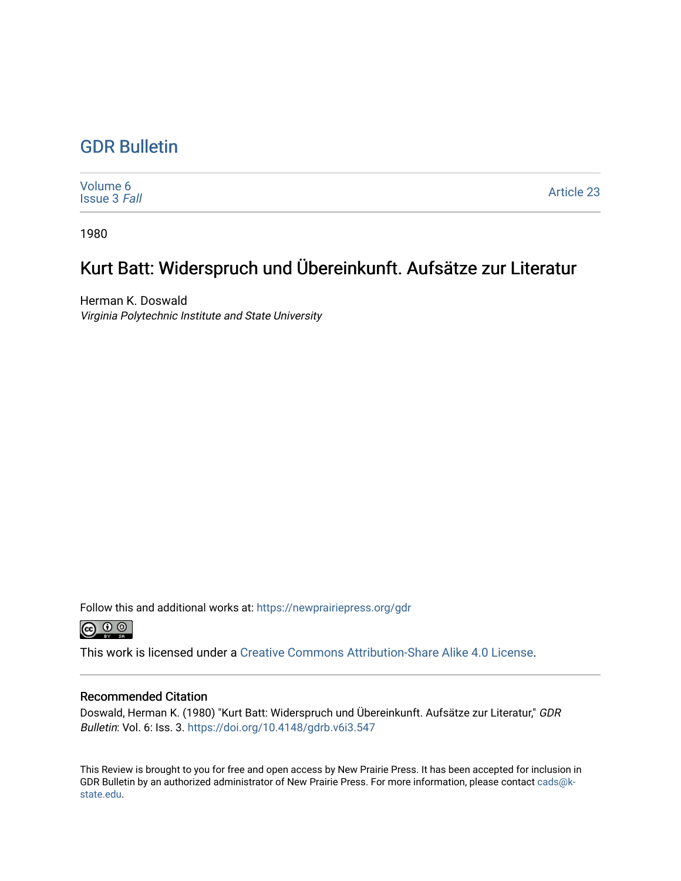# GDR Bulletin

Volume 6
Issue 3 *Fall*

Article 23

1980

## Kurt Batt: Widerspruch und Übereinkunft. Aufsätze zur Literatur

Herman K. Doswald
*Virginia Polytechnic Institute and State University*

Follow this and additional works at: https://newprairiepress.org/gdr

This work is licensed under a Creative Commons Attribution-Share Alike 4.0 License.

### Recommended Citation

Doswald, Herman K. (1980) "Kurt Batt: Widerspruch und Übereinkunft. Aufsätze zur Literatur," *GDR Bulletin*: Vol. 6: Iss. 3. https://doi.org/10.4148/gdrb.v6i3.547

This Review is brought to you for free and open access by New Prairie Press. It has been accepted for inclusion in GDR Bulletin by an authorized administrator of New Prairie Press. For more information, please contact cads@k-state.edu.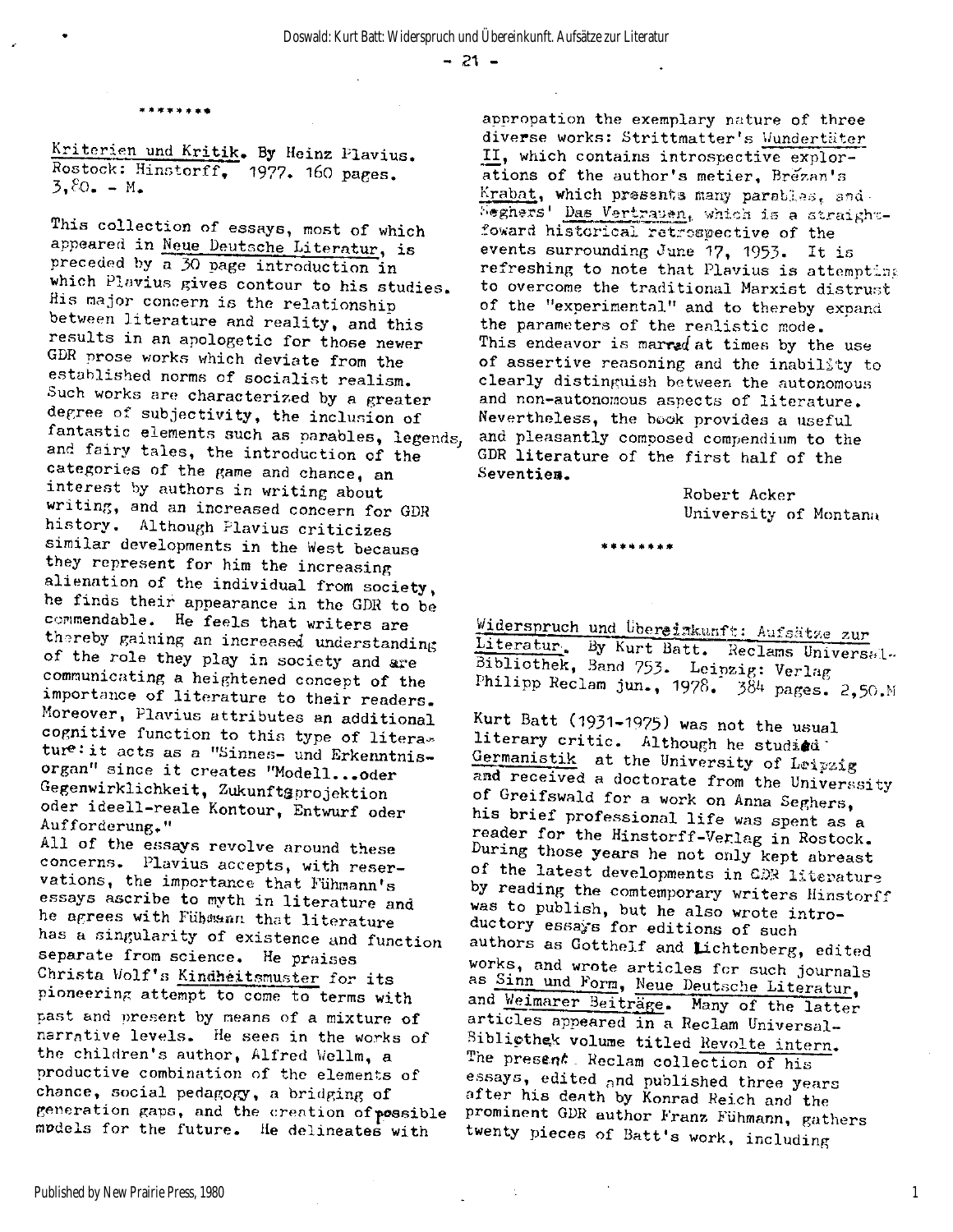\*\*\*\*\*\*\*\*

Kriterien und Kritik. By Heinz Plavius. Rostock: Hinstorff, 1977. 160 pages. 3,80. - M.

This collection of essays, most of which appeared in Neue Deutsche Literatur, is preceded by a 30 page introduction in which Plavius gives contour to his studies. His major concern is the relationship between literature and reality, and this results in an apologetic for those newer GDR prose works which deviate from the established norms of socialist realism. Such works are characterized by a greater degree of subjectivity, the inclusion of fantastic elements such as parables, legends, and fairy tales, the introduction of the categories of the game and chance, an interest by authors in writing about writing, and an increased concern for GDR history. Although Plavius criticizes similar developments in the West because they represent for him the increasing alienation of the individual from society, he finds their appearance in the GDR to be commendable. He feels that writers are thereby gaining an increased understanding of the role they play in society and are communicating a heightened concept of the importance of literature to their readers. Moreover, Plavius attributes an additional cognitive function to this type of literature: it acts as a "Sinnes- und Erkenntnisorgan" since it creates "Modell...oder Gegenwirklichkeit, Zukunftsprojektion oder ideell-reale Kontour, Entwurf oder Aufforderung."

All of the essays revolve around these concerns. Plavius accepts, with reservations, the importance that Fühmann's essays ascribe to myth in literature and he agrees with Fühmann that literature has a singularity of existence and function separate from science. He praises Christa Wolf's Kindheitsmuster for its pioneering attempt to come to terms with past and present by means of a mixture of narrative levels. He sees in the works of the children's author, Alfred Wellm, a productive combination of the elements of chance, social pedagogy, a bridging of generation gaps, and the creation of possible models for the future. He delineates with approbation the exemplary nature of three diverse works: Strittmatter's Wundertäter II, which contains introspective explorations of the author's metier, Brězan's Krabat, which presents many parables, and Seghers' Das Vertrauen, which is a straightfoward historical retrospective of the events surrounding June 17, 1953. It is refreshing to note that Plavius is attempting to overcome the traditional Marxist distrust of the "experimental" and to thereby expand the parameters of the realistic mode. This endeavor is marred at times by the use of assertive reasoning and the inability to clearly distinguish between the autonomous and non-autonomous aspects of literature. Nevertheless, the book provides a useful and pleasantly composed compendium to the GDR literature of the first half of the Seventies.

Robert Acker
University of Montana

\*\*\*\*\*\*\*\*

Widerspruch und Übereinkunft: Aufsätze zur Literatur. By Kurt Batt. Reclams Universal-Bibliothek, Band 753. Leipzig: Verlag Philipp Reclam jun., 1978. 384 pages. 2,50.M

Kurt Batt (1931-1975) was not the usual literary critic. Although he studied Germanistik at the University of Leipzig and received a doctorate from the University of Greifswald for a work on Anna Seghers, his brief professional life was spent as a reader for the Hinstorff-Verlag in Rostock. During those years he not only kept abreast of the latest developments in GDR literature by reading the comtemporary writers Hinstorff was to publish, but he also wrote introductory essays for editions of such authors as Gotthelf and Lichtenberg, edited works, and wrote articles for such journals as Sinn und Form, Neue Deutsche Literatur, and Weimarer Beiträge. Many of the latter articles appeared in a Reclam Universal-Bibliothek volume titled Revolte intern. The present Reclam collection of his essays, edited and published three years after his death by Konrad Reich and the prominent GDR author Franz Fühmann, gathers twenty pieces of Batt's work, including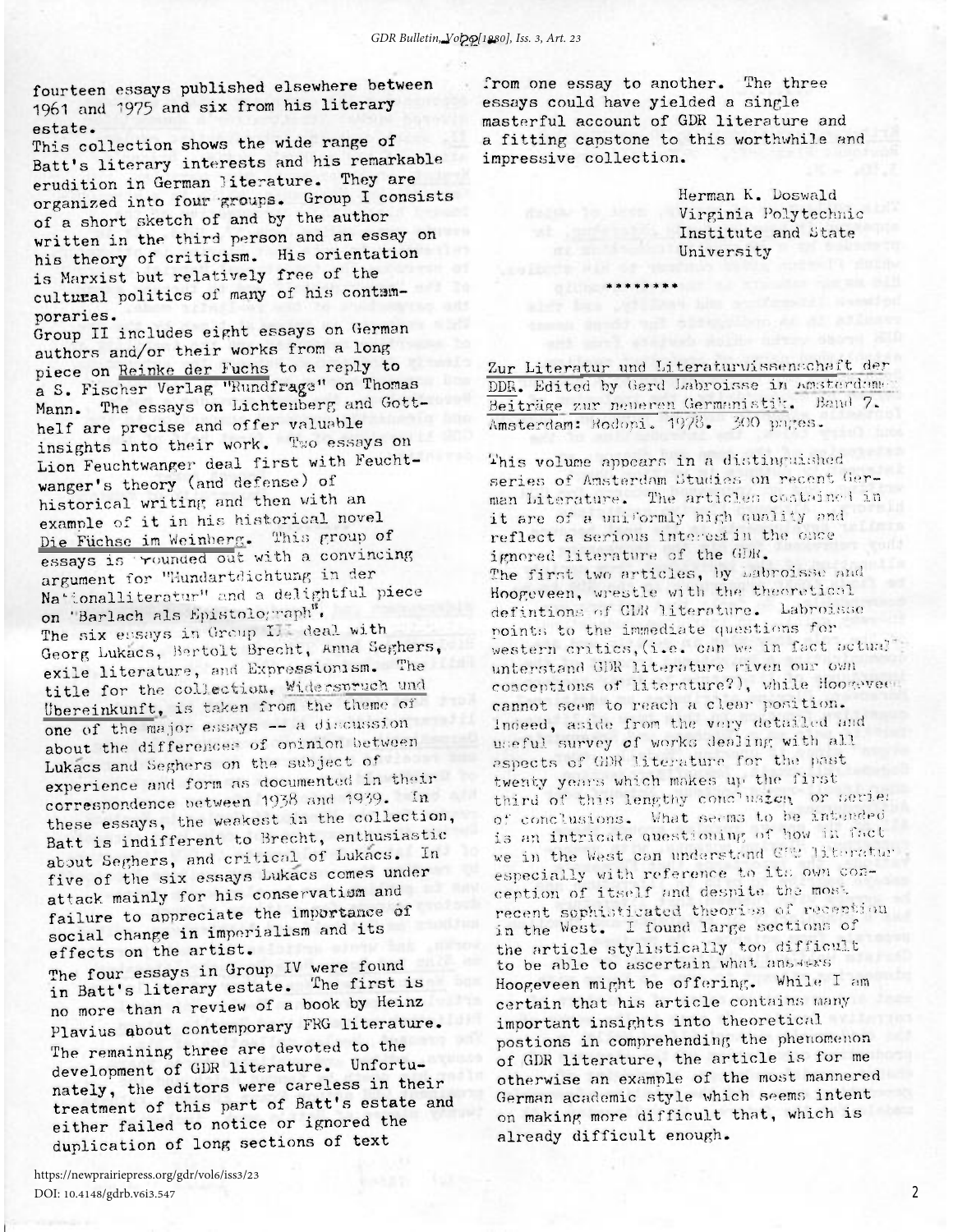fourteen essays published elsewhere between 1961 and 1975 and six from his literary estate.

This collection shows the wide range of Batt's literary interests and his remarkable erudition in German literature. They are organized into four groups. Group I consists of a short sketch of and by the author written in the third person and an essay on his theory of criticism. His orientation is Marxist but relatively free of the cultural politics of many of his contemporaries.

Group II includes eight essays on German authors and/or their works from a long piece on Reinke der Fuchs to a reply to a S. Fischer Verlag "Rundfrage" on Thomas Mann. The essays on Lichtenberg and Gotthelf are precise and offer valuable insights into their work. Two essays on Lion Feuchtwanger deal first with Feuchtwanger's theory (and defense) of historical writing and then with an example of it in his historical novel Die Füchse im Weinberg. This group of essays is rounded out with a convincing argument for "Mundartdichtung in der Nationalliteratur" and a delightful piece on "Barlach als Epistolograph".

The six essays in Group III deal with Georg Lukács, Bertolt Brecht, Anna Seghers, exile literature, and Expressionism. The title for the collection, Widerspruch und Übereinkunft, is taken from the theme of one of the major essays -- a discussion about the differences of opinion between Lukács and Seghers on the subject of experience and form as documented in their correspondence between 1938 and 1939. In these essays, the weakest in the collection, Batt is indifferent to Brecht, enthusiastic about Seghers, and critical of Lukács. In five of the six essays Lukács comes under attack mainly for his conservatism and failure to appreciate the importance of social change in imperialism and its effects on the artist.

The four essays in Group IV were found in Batt's literary estate. The first is no more than a review of a book by Heinz Plavius about contemporary FRG literature. The remaining three are devoted to the development of GDR literature. Unfortunately, the editors were careless in their treatment of this part of Batt's estate and either failed to notice or ignored the duplication of long sections of text from one essay to another. The three essays could have yielded a single masterful account of GDR literature and a fitting capstone to this worthwhile and impressive collection.

Herman K. Doswald
Virginia Polytechnic Institute and State University

\*\*\*\*\*\*\*\*

Zur Literatur und Literaturwissenschaft der DDR. Edited by Gerd Labroisse in Amsterdamer Beiträge zur neueren Germanistik. Band 7. Amsterdam: Rodopi. 1978. 300 pages.

This volume appears in a distinguished series of Amsterdam Studies on recent German Literature. The articles contained in it are of a uniformly high quality and reflect a serious interest in the once ignored literature of the GDR.

The first two articles, by Labroisse and Hoogeveen, wrestle with the theoretical defintions of GDR literature. Labroisse points to the immediate questions for western critics, (i.e. can we in fact actually understand GDR literature given our own conceptions of literature?), while Hoogeveen cannot seem to reach a clear position. Indeed, aside from the very detailed and useful survey of works dealing with all aspects of GDR literature for the past twenty years which makes up the first third of this lengthy conclusion or series of conclusions. What seems to be intended is an intricate questioning of how in fact we in the West can understand GDR literature, especially with reference to its own conception of itself and despite the most recent sophisticated theories of reception in the West. I found large sections of the article stylistically too difficult to be able to ascertain what answers Hoogeveen might be offering. While I am certain that his article contains many important insights into theoretical postions in comprehending the phenomenon of GDR literature, the article is for me otherwise an example of the most mannered German academic style which seems intent on making more difficult that, which is already difficult enough.